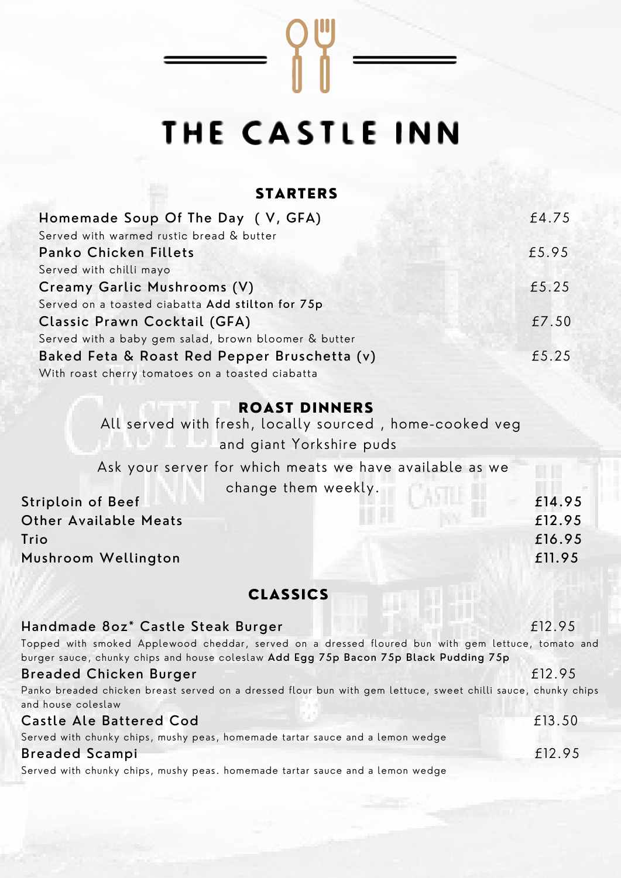# THE CASTLE INN

## STARTERS

**Homemade Soup Of The Day ( V, GFA)** £4.75
Served with warmed rustic bread & butter

**Panko Chicken Fillets** £5.95
Served with chilli mayo

**Creamy Garlic Mushrooms (V)** £5.25
Served on a toasted ciabatta **Add stilton for 75p**

**Classic Prawn Cocktail (GFA)** £7.50
Served with a baby gem salad, brown bloomer & butter

**Baked Feta & Roast Red Pepper Bruschetta (v)** £5.25
With roast cherry tomatoes on a toasted ciabatta

## ROAST DINNERS

All served with fresh, locally sourced , home-cooked veg and giant Yorkshire puds

Ask your server for which meats we have available as we change them weekly.

**Striploin of Beef** **£14.95**

**Other Available Meats** **£12.95**

**Trio** **£16.95**

**Mushroom Wellington** **£11.95**

## CLASSICS

**Handmade 8oz* Castle Steak Burger** £12.95
Topped with smoked Applewood cheddar, served on a dressed floured bun with gem lettuce, tomato and burger sauce, chunky chips and house coleslaw **Add Egg 75p Bacon 75p Black Pudding 75p**

**Breaded Chicken Burger** £12.95
Panko breaded chicken breast served on a dressed flour bun with gem lettuce, sweet chilli sauce, chunky chips and house coleslaw

**Castle Ale Battered Cod** £13.50
Served with chunky chips, mushy peas, homemade tartar sauce and a lemon wedge

**Breaded Scampi** £12.95
Served with chunky chips, mushy peas. homemade tartar sauce and a lemon wedge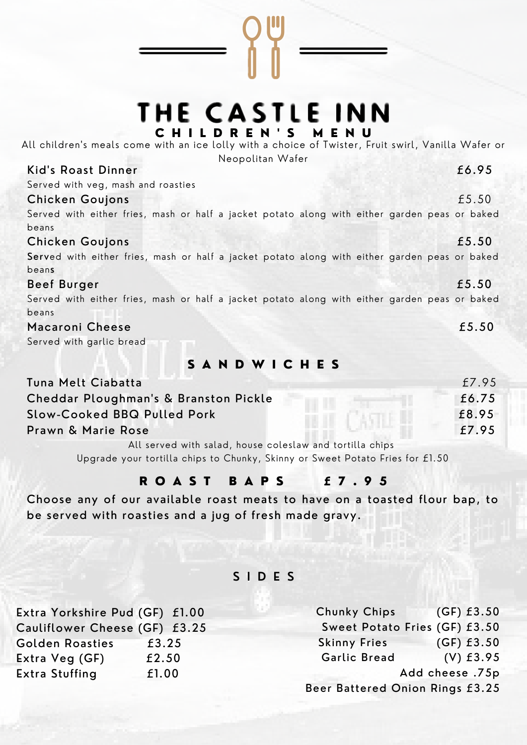# THE CASTLE INN

## CHILDREN'S MENU

All children's meals come with an ice lolly with a choice of Twister, Fruit swirl, Vanilla Wafer or Neopolitan Wafer

**Kid's Roast Dinner** £6.95
Served with veg, mash and roasties

**Chicken Goujons** £5.50
Served with either fries, mash or half a jacket potato along with either garden peas or baked beans

**Chicken Goujons** £5.50
Served with either fries, mash or half a jacket potato along with either garden peas or baked beans

**Beef Burger** £5.50
Served with either fries, mash or half a jacket potato along with either garden peas or baked beans

**Macaroni Cheese** £5.50
Served with garlic bread

## SANDWICHES

| | |
|---|---|
| Tuna Melt Ciabatta | £7.95 |
| Cheddar Ploughman's & Branston Pickle | £6.75 |
| Slow-Cooked BBQ Pulled Pork | £8.95 |
| Prawn & Marie Rose | £7.95 |

All served with salad, house coleslaw and tortilla chips
Upgrade your tortilla chips to Chunky, Skinny or Sweet Potato Fries for £1.50

## ROAST BAPS £7.95

Choose any of our available roast meats to have on a toasted flour bap, to be served with roasties and a jug of fresh made gravy.

## SIDES

| | |
|---|---|
| Extra Yorkshire Pud (GF) | £1.00 |
| Cauliflower Cheese (GF) | £3.25 |
| Golden Roasties | £3.25 |
| Extra Veg (GF) | £2.50 |
| Extra Stuffing | £1.00 |
| Chunky Chips (GF) | £3.50 |
| Sweet Potato Fries (GF) | £3.50 |
| Skinny Fries (GF) | £3.50 |
| Garlic Bread (V) | £3.95 |
| Add cheese | .75p |
| Beer Battered Onion Rings | £3.25 |